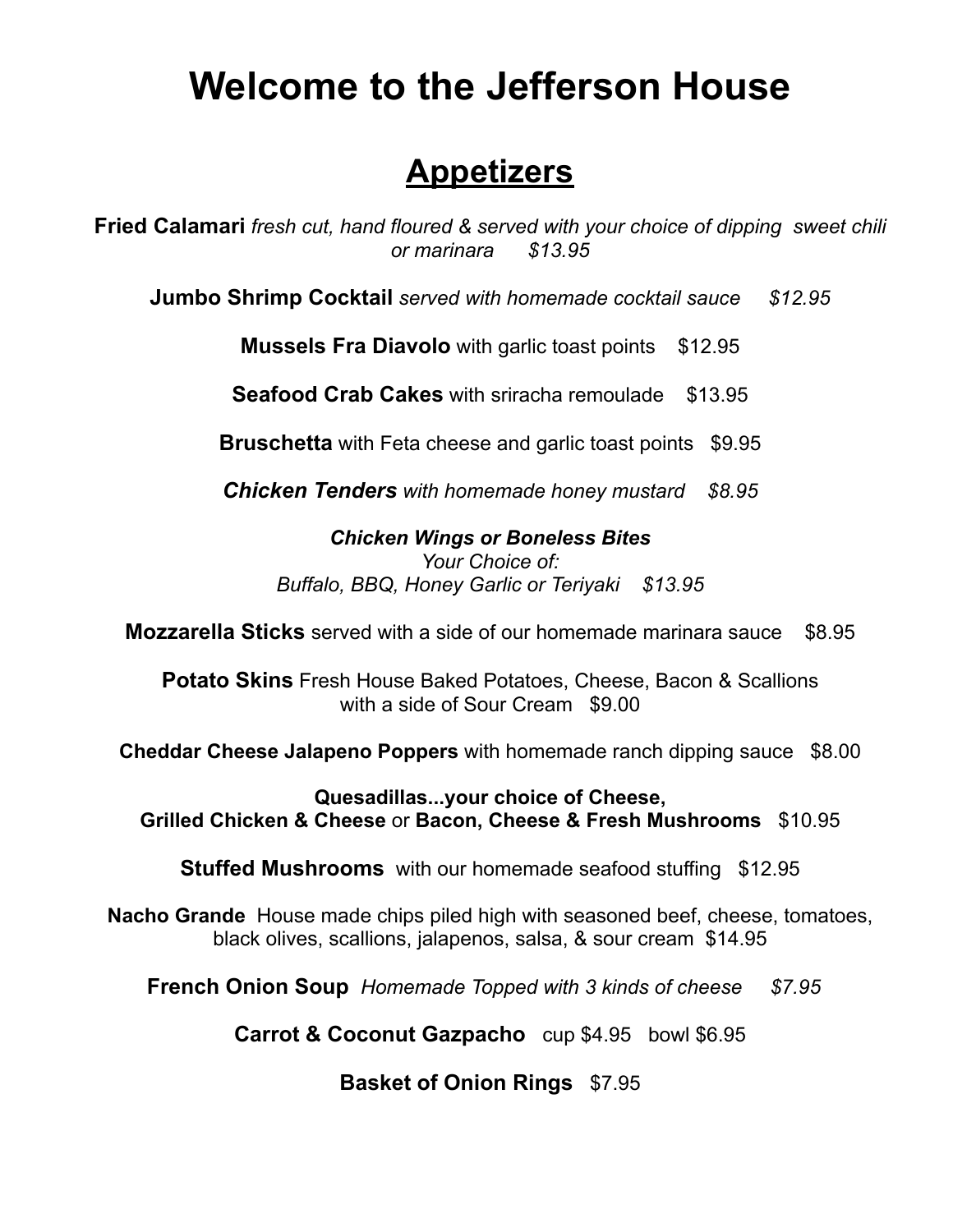# Welcome to the Jefferson House

## Appetizers

**Fried Calamari** *fresh cut, hand floured & served with your choice of dipping sweet chili or marinara $13.95*

**Jumbo Shrimp Cocktail** *served with homemade cocktail sauce $12.95*

**Mussels Fra Diavolo** with garlic toast points $12.95

**Seafood Crab Cakes** with sriracha remoulade $13.95

**Bruschetta** with Feta cheese and garlic toast points $9.95

***Chicken Tenders*** *with homemade honey mustard $8.95*

***Chicken Wings or Boneless Bites***
*Your Choice of:*
*Buffalo, BBQ, Honey Garlic or Teriyaki $13.95*

**Mozzarella Sticks** served with a side of our homemade marinara sauce $8.95

**Potato Skins** Fresh House Baked Potatoes, Cheese, Bacon & Scallions with a side of Sour Cream $9.00

**Cheddar Cheese Jalapeno Poppers** with homemade ranch dipping sauce $8.00

**Quesadillas...your choice of Cheese,**
**Grilled Chicken & Cheese** or **Bacon, Cheese & Fresh Mushrooms** $10.95

**Stuffed Mushrooms** with our homemade seafood stuffing $12.95

**Nacho Grande** House made chips piled high with seasoned beef, cheese, tomatoes, black olives, scallions, jalapenos, salsa, & sour cream $14.95

**French Onion Soup** *Homemade Topped with 3 kinds of cheese $7.95*

**Carrot & Coconut Gazpacho** cup $4.95 bowl $6.95

**Basket of Onion Rings** $7.95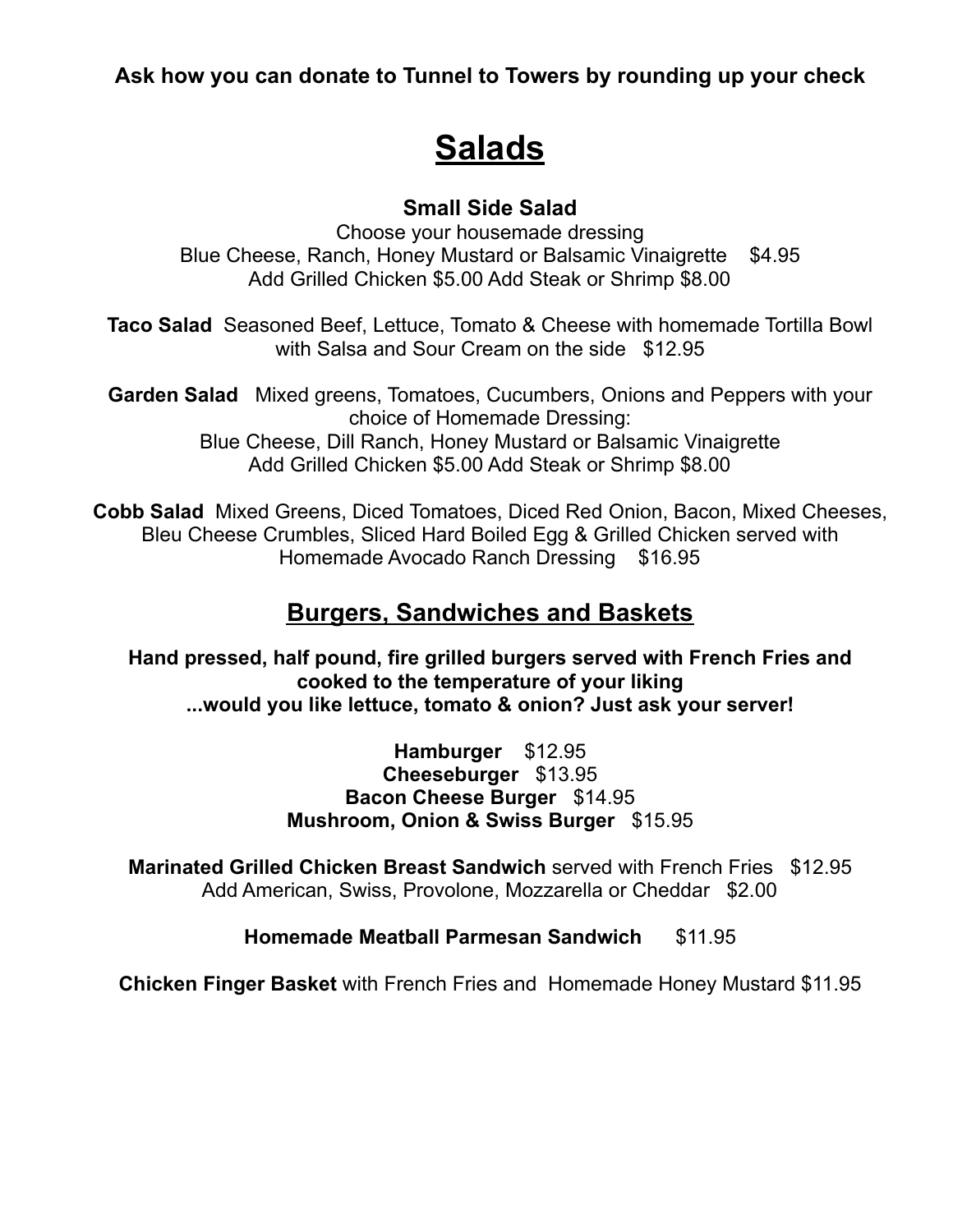**Ask how you can donate to Tunnel to Towers by rounding up your check**

# Salads

**Small Side Salad**
Choose your housemade dressing
Blue Cheese, Ranch, Honey Mustard or Balsamic Vinaigrette $4.95
Add Grilled Chicken $5.00 Add Steak or Shrimp $8.00

**Taco Salad** Seasoned Beef, Lettuce, Tomato & Cheese with homemade Tortilla Bowl with Salsa and Sour Cream on the side $12.95

**Garden Salad** Mixed greens, Tomatoes, Cucumbers, Onions and Peppers with your choice of Homemade Dressing:
Blue Cheese, Dill Ranch, Honey Mustard or Balsamic Vinaigrette
Add Grilled Chicken $5.00 Add Steak or Shrimp $8.00

**Cobb Salad** Mixed Greens, Diced Tomatoes, Diced Red Onion, Bacon, Mixed Cheeses, Bleu Cheese Crumbles, Sliced Hard Boiled Egg & Grilled Chicken served with Homemade Avocado Ranch Dressing $16.95

## Burgers, Sandwiches and Baskets

**Hand pressed, half pound, fire grilled burgers served with French Fries and cooked to the temperature of your liking**
**...would you like lettuce, tomato & onion? Just ask your server!**

**Hamburger** $12.95
**Cheeseburger** $13.95
**Bacon Cheese Burger** $14.95
**Mushroom, Onion & Swiss Burger** $15.95

**Marinated Grilled Chicken Breast Sandwich** served with French Fries $12.95
Add American, Swiss, Provolone, Mozzarella or Cheddar $2.00

**Homemade Meatball Parmesan Sandwich** $11.95

**Chicken Finger Basket** with French Fries and Homemade Honey Mustard $11.95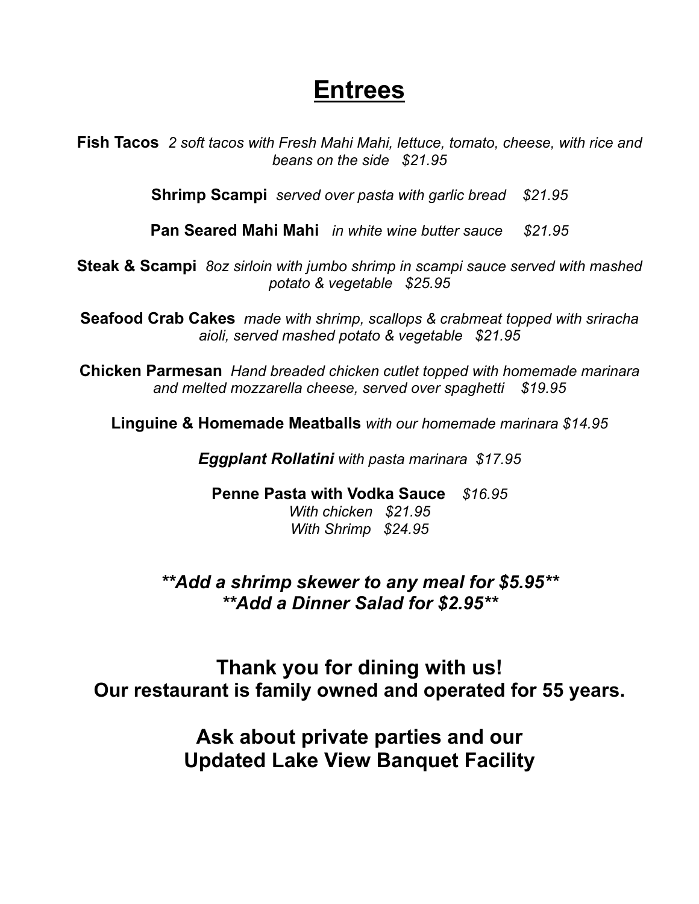# Entrees

**Fish Tacos** *2 soft tacos with Fresh Mahi Mahi, lettuce, tomato, cheese, with rice and beans on the side $21.95*

**Shrimp Scampi** *served over pasta with garlic bread $21.95*

**Pan Seared Mahi Mahi** *in white wine butter sauce $21.95*

**Steak & Scampi** *8oz sirloin with jumbo shrimp in scampi sauce served with mashed potato & vegetable $25.95*

**Seafood Crab Cakes** *made with shrimp, scallops & crabmeat topped with sriracha aioli, served mashed potato & vegetable $21.95*

**Chicken Parmesan** *Hand breaded chicken cutlet topped with homemade marinara and melted mozzarella cheese, served over spaghetti $19.95*

**Linguine & Homemade Meatballs** *with our homemade marinara $14.95*

***Eggplant Rollatini*** *with pasta marinara $17.95*

**Penne Pasta with Vodka Sauce** *$16.95*
*With chicken $21.95*
*With Shrimp $24.95*

***\*\*Add a shrimp skewer to any meal for $5.95\*\****
***\*\*Add a Dinner Salad for $2.95\*\****

## Thank you for dining with us!
## Our restaurant is family owned and operated for 55 years.

## Ask about private parties and our Updated Lake View Banquet Facility